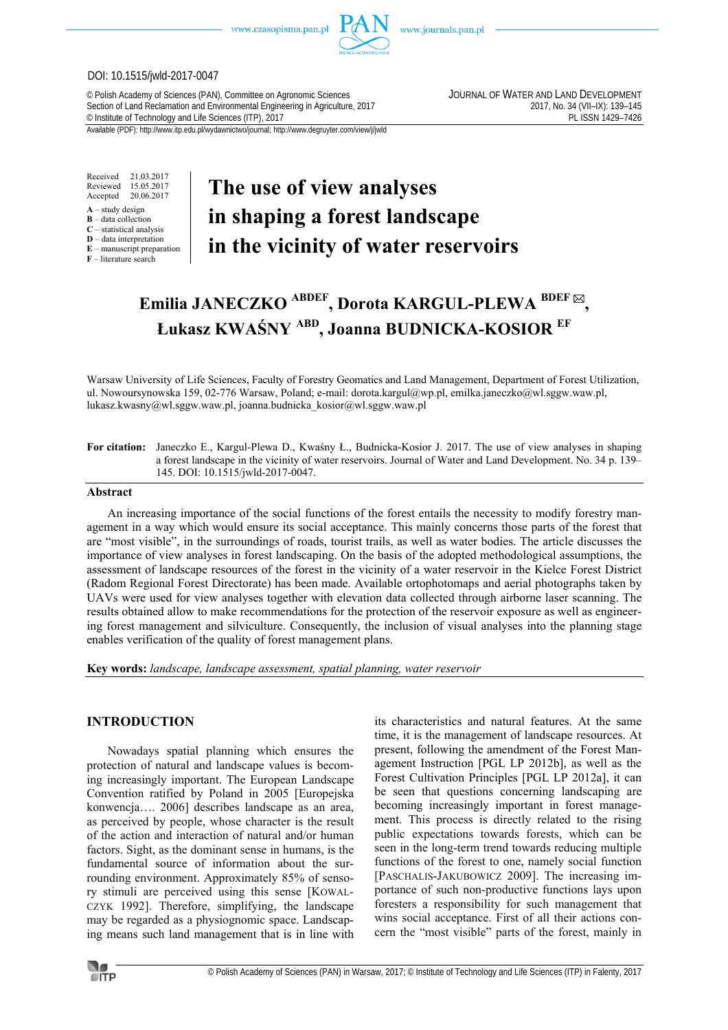DOI: 10.1515/jwld-2017-0047

© Polish Academy of Sciences (PAN), Committee on Agronomic Sciences
Section of Land Reclamation and Environmental Engineering in Agriculture, 2017
© Institute of Technology and Life Sciences (ITP), 2017

JOURNAL OF WATER AND LAND DEVELOPMENT
2017, No. 34 (VII–IX): 139–145
PL ISSN 1429–7426

Available (PDF): http://www.itp.edu.pl/wydawnictwo/journal; http://www.degruyter.com/view/j/jwld

Received 21.03.2017
Reviewed 15.05.2017
Accepted 20.06.2017

**A** – study design
**B** – data collection
**C** – statistical analysis
**D** – data interpretation
**E** – manuscript preparation
**F** – literature search

# The use of view analyses in shaping a forest landscape in the vicinity of water reservoirs

**Emilia JANECZKO [ABDEF], Dorota KARGUL-PLEWA [BDEF] ✉, Łukasz KWAŚNY [ABD], Joanna BUDNICKA-KOSIOR [EF]**

Warsaw University of Life Sciences, Faculty of Forestry Geomatics and Land Management, Department of Forest Utilization, ul. Nowoursynowska 159, 02-776 Warsaw, Poland; e-mail: dorota.kargul@wp.pl, emilka.janeczko@wl.sggw.waw.pl, lukasz.kwasny@wl.sggw.waw.pl, joanna.budnicka_kosior@wl.sggw.waw.pl

**For citation:** Janeczko E., Kargul-Plewa D., Kwaśny Ł., Budnicka-Kosior J. 2017. The use of view analyses in shaping a forest landscape in the vicinity of water reservoirs. Journal of Water and Land Development. No. 34 p. 139–145. DOI: 10.1515/jwld-2017-0047.

## Abstract

An increasing importance of the social functions of the forest entails the necessity to modify forestry management in a way which would ensure its social acceptance. This mainly concerns those parts of the forest that are "most visible", in the surroundings of roads, tourist trails, as well as water bodies. The article discusses the importance of view analyses in forest landscaping. On the basis of the adopted methodological assumptions, the assessment of landscape resources of the forest in the vicinity of a water reservoir in the Kielce Forest District (Radom Regional Forest Directorate) has been made. Available ortophotomaps and aerial photographs taken by UAVs were used for view analyses together with elevation data collected through airborne laser scanning. The results obtained allow to make recommendations for the protection of the reservoir exposure as well as engineering forest management and silviculture. Consequently, the inclusion of visual analyses into the planning stage enables verification of the quality of forest management plans.

**Key words:** *landscape, landscape assessment, spatial planning, water reservoir*

## INTRODUCTION

Nowadays spatial planning which ensures the protection of natural and landscape values is becoming increasingly important. The European Landscape Convention ratified by Poland in 2005 [Europejska konwencja…. 2006] describes landscape as an area, as perceived by people, whose character is the result of the action and interaction of natural and/or human factors. Sight, as the dominant sense in humans, is the fundamental source of information about the surrounding environment. Approximately 85% of sensory stimuli are perceived using this sense [KOWALCZYK 1992]. Therefore, simplifying, the landscape may be regarded as a physiognomic space. Landscaping means such land management that is in line with its characteristics and natural features. At the same time, it is the management of landscape resources. At present, following the amendment of the Forest Management Instruction [PGL LP 2012b], as well as the Forest Cultivation Principles [PGL LP 2012a], it can be seen that questions concerning landscaping are becoming increasingly important in forest management. This process is directly related to the rising public expectations towards forests, which can be seen in the long-term trend towards reducing multiple functions of the forest to one, namely social function [PASCHALIS-JAKUBOWICZ 2009]. The increasing importance of such non-productive functions lays upon foresters a responsibility for such management that wins social acceptance. First of all their actions concern the "most visible" parts of the forest, mainly in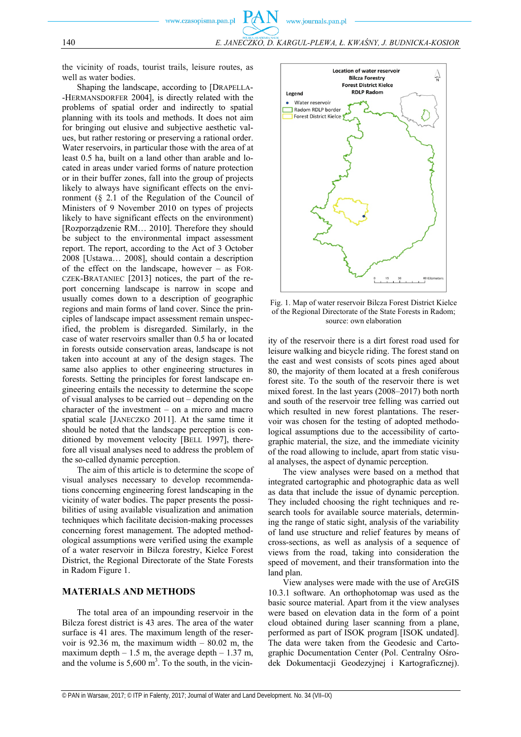the vicinity of roads, tourist trails, leisure routes, as well as water bodies.

Shaping the landscape, according to [DRAPELLA-HERMANSDORFER 2004], is directly related with the problems of spatial order and indirectly to spatial planning with its tools and methods. It does not aim for bringing out elusive and subjective aesthetic values, but rather restoring or preserving a rational order. Water reservoirs, in particular those with the area of at least 0.5 ha, built on a land other than arable and located in areas under varied forms of nature protection or in their buffer zones, fall into the group of projects likely to always have significant effects on the environment (§ 2.1 of the Regulation of the Council of Ministers of 9 November 2010 on types of projects likely to have significant effects on the environment) [Rozporządzenie RM… 2010]. Therefore they should be subject to the environmental impact assessment report. The report, according to the Act of 3 October 2008 [Ustawa… 2008], should contain a description of the effect on the landscape, however – as FORCZEK-BRATANIEC [2013] notices, the part of the report concerning landscape is narrow in scope and usually comes down to a description of geographic regions and main forms of land cover. Since the principles of landscape impact assessment remain unspecified, the problem is disregarded. Similarly, in the case of water reservoirs smaller than 0.5 ha or located in forests outside conservation areas, landscape is not taken into account at any of the design stages. The same also applies to other engineering structures in forests. Setting the principles for forest landscape engineering entails the necessity to determine the scope of visual analyses to be carried out – depending on the character of the investment – on a micro and macro spatial scale [JANECZKO 2011]. At the same time it should be noted that the landscape perception is conditioned by movement velocity [BELL 1997], therefore all visual analyses need to address the problem of the so-called dynamic perception.

The aim of this article is to determine the scope of visual analyses necessary to develop recommendations concerning engineering forest landscaping in the vicinity of water bodies. The paper presents the possibilities of using available visualization and animation techniques which facilitate decision-making processes concerning forest management. The adopted methodological assumptions were verified using the example of a water reservoir in Bilcza forestry, Kielce Forest District, the Regional Directorate of the State Forests in Radom Figure 1.

Fig. 1. Map of water reservoir Bilcza Forest District Kielce of the Regional Directorate of the State Forests in Radom; source: own elaboration

## MATERIALS AND METHODS

The total area of an impounding reservoir in the Bilcza forest district is 43 ares. The area of the water surface is 41 ares. The maximum length of the reservoir is 92.36 m, the maximum width – 80.02 m, the maximum depth – 1.5 m, the average depth – 1.37 m, and the volume is 5,600 m$^3$. To the south, in the vicinity of the reservoir there is a dirt forest road used for leisure walking and bicycle riding. The forest stand on the east and west consists of scots pines aged about 80, the majority of them located at a fresh coniferous forest site. To the south of the reservoir there is wet mixed forest. In the last years (2008–2017) both north and south of the reservoir tree felling was carried out which resulted in new forest plantations. The reservoir was chosen for the testing of adopted methodological assumptions due to the accessibility of cartographic material, the size, and the immediate vicinity of the road allowing to include, apart from static visual analyses, the aspect of dynamic perception.

The view analyses were based on a method that integrated cartographic and photographic data as well as data that include the issue of dynamic perception. They included choosing the right techniques and research tools for available source materials, determining the range of static sight, analysis of the variability of land use structure and relief features by means of cross-sections, as well as analysis of a sequence of views from the road, taking into consideration the speed of movement, and their transformation into the land plan.

View analyses were made with the use of ArcGIS 10.3.1 software. An orthophotomap was used as the basic source material. Apart from it the view analyses were based on elevation data in the form of a point cloud obtained during laser scanning from a plane, performed as part of ISOK program [ISOK undated]. The data were taken from the Geodesic and Cartographic Documentation Center (Pol. Centralny Ośrodek Dokumentacji Geodezyjnej i Kartograficznej).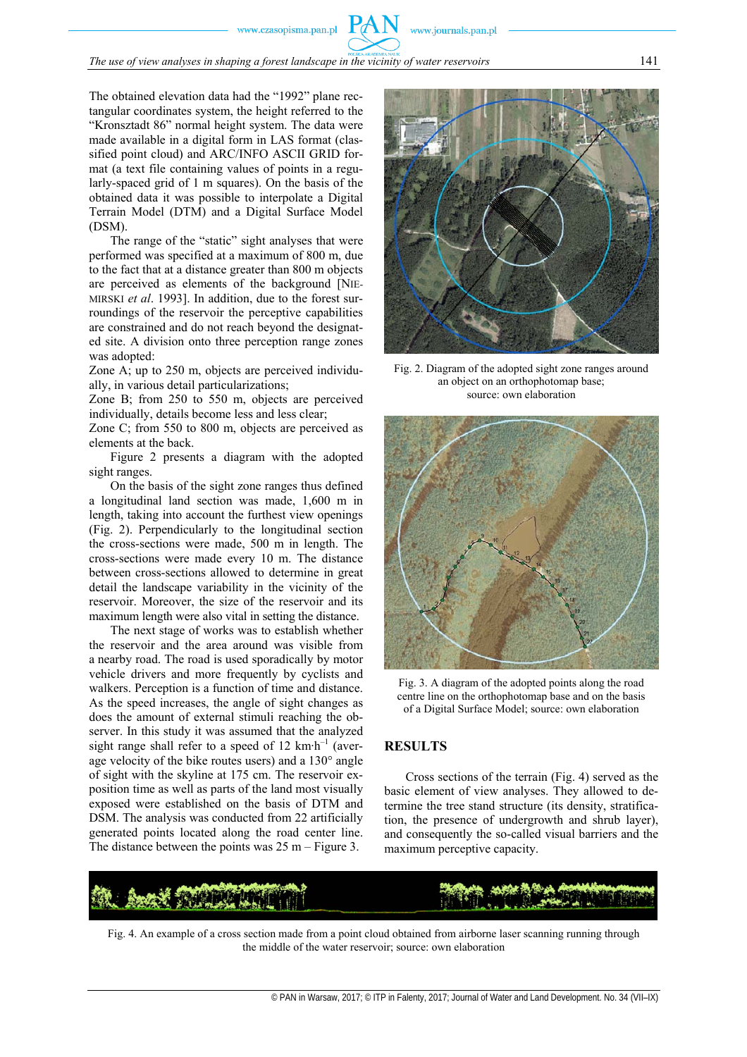The obtained elevation data had the "1992" plane rectangular coordinates system, the height referred to the "Kronsztadt 86" normal height system. The data were made available in a digital form in LAS format (classified point cloud) and ARC/INFO ASCII GRID format (a text file containing values of points in a regularly-spaced grid of 1 m squares). On the basis of obtained data it was possible to interpolate a Digital Terrain Model (DTM) and a Digital Surface Model (DSM).

The range of the "static" sight analyses that were performed was specified at a maximum of 800 m, due to the fact that at a distance greater than 800 m objects are perceived as elements of the background [NIEMIRSKI *et al*. 1993]. In addition, due to the forest surroundings of the reservoir the perceptive capabilities are constrained and do not reach beyond the designated site. A division onto three perception range zones was adopted:

Zone A; up to 250 m, objects are perceived individually, in various detail particularizations;

Zone B; from 250 to 550 m, objects are perceived individually, details become less and less clear;

Zone C; from 550 to 800 m, objects are perceived as elements at the back.

Figure 2 presents a diagram with the adopted sight ranges.

On the basis of the sight zone ranges thus defined a longitudinal land section was made, 1,600 m in length, taking into account the furthest view openings (Fig. 2). Perpendicularly to the longitudinal section the cross-sections were made, 500 m in length. The cross-sections were made every 10 m. The distance between cross-sections allowed to determine in great detail the landscape variability in the vicinity of the reservoir. Moreover, the size of the reservoir and its maximum length were also vital in setting the distance.

The next stage of works was to establish whether the reservoir and the area around was visible from a nearby road. The road is used sporadically by motor vehicle drivers and more frequently by cyclists and walkers. Perception is a function of time and distance. As the speed increases, the angle of sight changes as does the amount of external stimuli reaching the observer. In this study it was assumed that the analyzed sight range shall refer to a speed of 12 km·h$^{-1}$ (average velocity of the bike routes users) and a 130° angle of sight with the skyline at 175 cm. The reservoir exposition time as well as parts of the land most visually exposed were established on the basis of DTM and DSM. The analysis was conducted from 22 artificially generated points located along the road center line. The distance between the points was 25 m – Figure 3.

Fig. 2. Diagram of the adopted sight zone ranges around an object on an orthophotomap base; source: own elaboration

Fig. 3. A diagram of the adopted points along the road centre line on the orthophotomap base and on the basis of a Digital Surface Model; source: own elaboration

## RESULTS

Cross sections of the terrain (Fig. 4) served as the basic element of view analyses. They allowed to determine the tree stand structure (its density, stratification, the presence of undergrowth and shrub layer), and consequently the so-called visual barriers and the maximum perceptive capacity.

Fig. 4. An example of a cross section made from a point cloud obtained from airborne laser scanning running through the middle of the water reservoir; source: own elaboration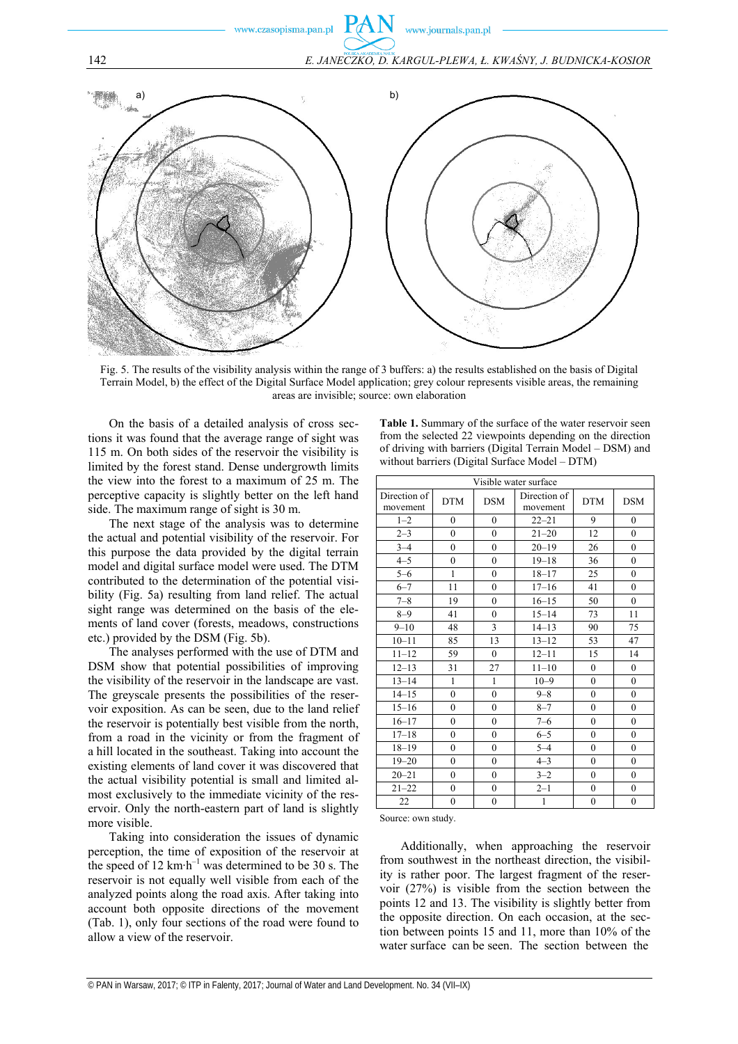Fig. 5. The results of the visibility analysis within the range of 3 buffers: a) the results established on the basis of Digital Terrain Model, b) the effect of the Digital Surface Model application; grey colour represents visible areas, the remaining areas are invisible; source: own elaboration

On the basis of a detailed analysis of cross sections it was found that the average range of sight was 115 m. On both sides of the reservoir the visibility is limited by the forest stand. Dense undergrowth limits the view into the forest to a maximum of 25 m. The perceptive capacity is slightly better on the left hand side. The maximum range of sight is 30 m.

The next stage of the analysis was to determine the actual and potential visibility of the reservoir. For this purpose the data provided by the digital terrain model and digital surface model were used. The DTM contributed to the determination of the potential visibility (Fig. 5a) resulting from land relief. The actual sight range was determined on the basis of the elements of land cover (forests, meadows, constructions etc.) provided by the DSM (Fig. 5b).

The analyses performed with the use of DTM and DSM show that potential possibilities of improving the visibility of the reservoir in the landscape are vast. The greyscale presents the possibilities of the reservoir exposition. As can be seen, due to the land relief the reservoir is potentially best visible from the north, from a road in the vicinity or from the fragment of a hill located in the southeast. Taking into account the existing elements of land cover it was discovered that the actual visibility potential is small and limited almost exclusively to the immediate vicinity of the reservoir. Only the north-eastern part of land is slightly more visible.

Taking into consideration the issues of dynamic perception, the time of exposition of the reservoir at the speed of 12 $km \cdot h^{-1}$ was determined to be 30 s. The reservoir is not equally well visible from each of the analyzed points along the road axis. After taking into account both opposite directions of the movement (Tab. 1), only four sections of the road were found to allow a view of the reservoir.

**Table 1.** Summary of the surface of the water reservoir seen from the selected 22 viewpoints depending on the direction of driving with barriers (Digital Terrain Model – DSM) and without barriers (Digital Surface Model – DTM)

| Visible water surface | | | | | |
|---|---|---|---|---|---|
| Direction of movement | DTM | DSM | Direction of movement | DTM | DSM |
| 1–2 | 0 | 0 | 22–21 | 9 | 0 |
| 2–3 | 0 | 0 | 21–20 | 12 | 0 |
| 3–4 | 0 | 0 | 20–19 | 26 | 0 |
| 4–5 | 0 | 0 | 19–18 | 36 | 0 |
| 5–6 | 1 | 0 | 18–17 | 25 | 0 |
| 6–7 | 11 | 0 | 17–16 | 41 | 0 |
| 7–8 | 19 | 0 | 16–15 | 50 | 0 |
| 8–9 | 41 | 0 | 15–14 | 73 | 11 |
| 9–10 | 48 | 3 | 14–13 | 90 | 75 |
| 10–11 | 85 | 13 | 13–12 | 53 | 47 |
| 11–12 | 59 | 0 | 12–11 | 15 | 14 |
| 12–13 | 31 | 27 | 11–10 | 0 | 0 |
| 13–14 | 1 | 1 | 10–9 | 0 | 0 |
| 14–15 | 0 | 0 | 9–8 | 0 | 0 |
| 15–16 | 0 | 0 | 8–7 | 0 | 0 |
| 16–17 | 0 | 0 | 7–6 | 0 | 0 |
| 17–18 | 0 | 0 | 6–5 | 0 | 0 |
| 18–19 | 0 | 0 | 5–4 | 0 | 0 |
| 19–20 | 0 | 0 | 4–3 | 0 | 0 |
| 20–21 | 0 | 0 | 3–2 | 0 | 0 |
| 21–22 | 0 | 0 | 2–1 | 0 | 0 |
| 22 | 0 | 0 | 1 | 0 | 0 |

Source: own study.

Additionally, when approaching the reservoir from southwest in the northeast direction, the visibility is rather poor. The largest fragment of the reservoir (27%) is visible from the section between the points 12 and 13. The visibility is slightly better from the opposite direction. On each occasion, at the section between points 15 and 11, more than 10% of the water surface can be seen. The section between the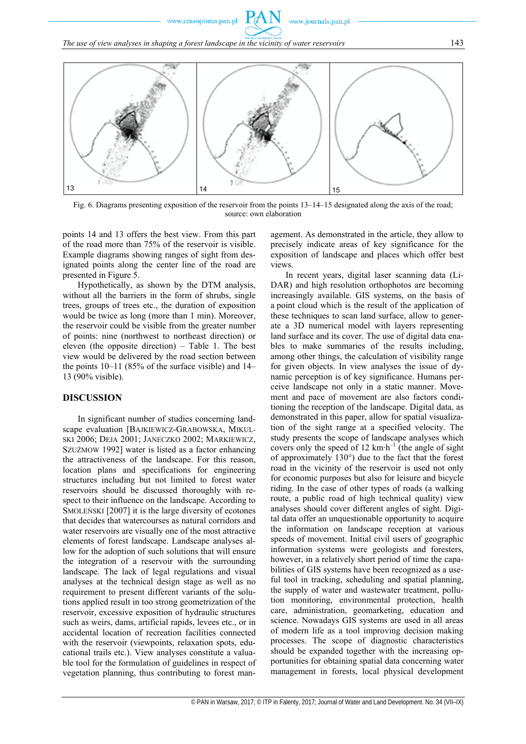Fig. 6. Diagrams presenting exposition of the reservoir from the points 13–14–15 designated along the axis of the road; source: own elaboration

points 14 and 13 offers the best view. From this part of the road more than 75% of the reservoir is visible. Example diagrams showing ranges of sight from designated points along the center line of the road are presented in Figure 5.

Hypothetically, as shown by the DTM analysis, without all the barriers in the form of shrubs, single trees, groups of trees etc., the duration of exposition would be twice as long (more than 1 min). Moreover, the reservoir could be visible from the greater number of points: nine (northwest to northeast direction) or eleven (the opposite direction) – Table 1. The best view would be delivered by the road section between the points 10–11 (85% of the surface visible) and 14–13 (90% visible).

## DISCUSSION

In significant number of studies concerning landscape evaluation [BAJKIEWICZ-GRABOWSKA, MIKULSKI 2006; DEJA 2001; JANECZKO 2002; MARKIEWICZ, SZUŻMOW 1992] water is listed as a factor enhancing the attractiveness of the landscape. For this reason, location plans and specifications for engineering structures including but not limited to forest water reservoirs should be discussed thoroughly with respect to their influence on the landscape. According to SMOLEŃSKI [2007] it is the large diversity of ecotones that decides that watercourses as natural corridors and water reservoirs are visually one of the most attractive elements of forest landscape. Landscape analyses allow for the adoption of such solutions that will ensure the integration of a reservoir with the surrounding landscape. The lack of legal regulations and visual analyses at the technical design stage as well as no requirement to present different variants of the solutions applied result in too strong geometrization of the reservoir, excessive exposition of hydraulic structures such as weirs, dams, artificial rapids, levees etc., or in accidental location of recreation facilities connected with the reservoir (viewpoints, relaxation spots, educational trails etc.). View analyses constitute a valuable tool for the formulation of guidelines in respect of vegetation planning, thus contributing to forest management. As demonstrated in the article, they allow to precisely indicate areas of key significance for the exposition of landscape and places which offer best views.

In recent years, digital laser scanning data (LiDAR) and high resolution orthophotos are becoming increasingly available. GIS systems, on the basis of a point cloud which is the result of the application of these techniques to scan land surface, allow to generate a 3D numerical model with layers representing land surface and its cover. The use of digital data enables to make summaries of the results including, among other things, the calculation of visibility range for given objects. In view analyses the issue of dynamic perception is of key significance. Humans perceive landscape not only in a static manner. Movement and pace of movement are also factors conditioning the reception of the landscape. Digital data, as demonstrated in this paper, allow for spatial visualization of the sight range at a specified velocity. The study presents the scope of landscape analyses which covers only the speed of 12 km·h$^{-1}$ (the angle of sight of approximately 130°) due to the fact that the forest road in the vicinity of the reservoir is used not only for economic purposes but also for leisure and bicycle riding. In the case of other types of roads (a walking route, a public road of high technical quality) view analyses should cover different angles of sight. Digital data offer an unquestionable opportunity to acquire the information on landscape reception at various speeds of movement. Initial civil users of geographic information systems were geologists and foresters, however, in a relatively short period of time the capabilities of GIS systems have been recognized as a useful tool in tracking, scheduling and spatial planning, the supply of water and wastewater treatment, pollution monitoring, environmental protection, health care, administration, geomarketing, education and science. Nowadays GIS systems are used in all areas of modern life as a tool improving decision making processes. The scope of diagnostic characteristics should be expanded together with the increasing opportunities for obtaining spatial data concerning water management in forests, local physical development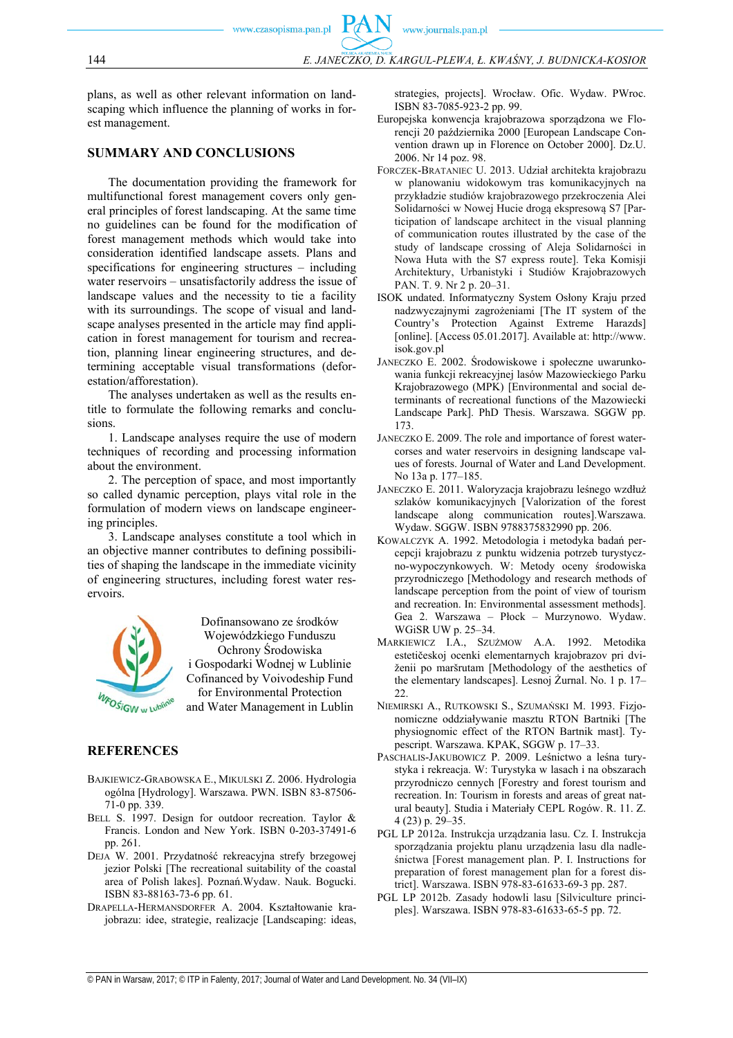plans, as well as other relevant information on landscaping which influence the planning of works in forest management.

## SUMMARY AND CONCLUSIONS

The documentation providing the framework for multifunctional forest management covers only general principles of forest landscaping. At the same time no guidelines can be found for the modification of forest management methods which would take into consideration identified landscape assets. Plans and specifications for engineering structures – including water reservoirs – unsatisfactorily address the issue of landscape values and the necessity to tie a facility with its surroundings. The scope of visual and landscape analyses presented in the article may find application in forest management for tourism and recreation, planning linear engineering structures, and determining acceptable visual transformations (deforestation/afforestation).

The analyses undertaken as well as the results entitle to formulate the following remarks and conclusions.

1. Landscape analyses require the use of modern techniques of recording and processing information about the environment.
2. The perception of space, and most importantly so called dynamic perception, plays vital role in the formulation of modern views on landscape engineering principles.
3. Landscape analyses constitute a tool which in an objective manner contributes to defining possibilities of shaping the landscape in the immediate vicinity of engineering structures, including forest water reservoirs.

Dofinansowano ze środków Wojewódzkiego Funduszu Ochrony Środowiska i Gospodarki Wodnej w Lublinie
Cofinanced by Voivodeship Fund for Environmental Protection and Water Management in Lublin

## REFERENCES

BAJKIEWICZ-GRABOWSKA E., MIKULSKI Z. 2006. Hydrologia ogólna [Hydrology]. Warszawa. PWN. ISBN 83-87506-71-0 pp. 339.

BELL S. 1997. Design for outdoor recreation. Taylor & Francis. London and New York. ISBN 0-203-37491-6 pp. 261.

DEJA W. 2001. Przydatność rekreacyjna strefy brzegowej jezior Polski [The recreational suitability of the coastal area of Polish lakes]. Poznań.Wydaw. Nauk. Bogucki. ISBN 83-88163-73-6 pp. 61.

DRAPELLA-HERMANSDORFER A. 2004. Kształtowanie krajobrazu: idee, strategie, realizacje [Landscaping: ideas, strategies, projects]. Wrocław. Ofic. Wydaw. PWroc. ISBN 83-7085-923-2 pp. 99.

Europejska konwencja krajobrazowa sporządzona we Florencji 20 października 2000 [European Landscape Convention drawn up in Florence on October 2000]. Dz.U. 2006. Nr 14 poz. 98.

FORCZEK-BRATANIEC U. 2013. Udział architekta krajobrazu w planowaniu widokowym tras komunikacyjnych na przykładzie studiów krajobrazowego przekroczenia Alei Solidarności w Nowej Hucie drogą ekspresową S7 [Participation of landscape architect in the visual planning of communication routes illustrated by the case of the study of landscape crossing of Aleja Solidarności in Nowa Huta with the S7 express route]. Teka Komisji Architektury, Urbanistyki i Studiów Krajobrazowych PAN. T. 9. Nr 2 p. 20–31.

ISOK undated. Informatyczny System Osłony Kraju przed nadzwyczajnymi zagrożeniami [The IT system of the Country's Protection Against Extreme Harazds] [online]. [Access 05.01.2017]. Available at: http://www.isok.gov.pl

JANECZKO E. 2002. Środowiskowe i społeczne uwarunkowania funkcji rekreacyjnej lasów Mazowieckiego Parku Krajobrazowego (MPK) [Environmental and social determinants of recreational functions of the Mazowiecki Landscape Park]. PhD Thesis. Warszawa. SGGW pp. 173.

JANECZKO E. 2009. The role and importance of forest watercorses and water reservoirs in designing landscape values of forests. Journal of Water and Land Development. No 13a p. 177–185.

JANECZKO E. 2011. Waloryzacja krajobrazu leśnego wzdłuż szlaków komunikacyjnych [Valorization of the forest landscape along communication routes].Warszawa. Wydaw. SGGW. ISBN 9788375832990 pp. 206.

KOWALCZYK A. 1992. Metodologia i metodyka badań percepcji krajobrazu z punktu widzenia potrzeb turystyczno-wypoczynkowych. W: Metody oceny środowiska przyrodniczego [Methodology and research methods of landscape perception from the point of view of tourism and recreation. In: Environmental assessment methods]. Gea 2. Warszawa – Płock – Murzynowo. Wydaw. WGiSR UW p. 25–34.

MARKIEWICZ I.A., SZUŻMOW A.A. 1992. Metodika estetičeskoj ocenki elementarnych krajobrazov pri dviženii po maršrutam [Methodology of the aesthetics of the elementary landscapes]. Lesnoj Žurnal. No. 1 p. 17–22.

NIEMIRSKI A., RUTKOWSKI S., SZUMAŃSKI M. 1993. Fizjonomiczne oddziaływanie masztu RTON Bartniki [The physiognomic effect of the RTON Bartnik mast]. Typescript. Warszawa. KPAK, SGGW p. 17–33.

PASCHALIS-JAKUBOWICZ P. 2009. Leśnictwo a leśna turystyka i rekreacja. W: Turystyka w lasach i na obszarach przyrodniczo cennych [Forestry and forest tourism and recreation. In: Tourism in forests and areas of great natural beauty]. Studia i Materiały CEPL Rogów. R. 11. Z. 4 (23) p. 29–35.

PGL LP 2012a. Instrukcja urządzania lasu. Cz. I. Instrukcja sporządzania projektu planu urządzenia lasu dla nadleśnictwa [Forest management plan. P. I. Instructions for preparation of forest management plan for a forest district]. Warszawa. ISBN 978-83-61633-69-3 pp. 287.

PGL LP 2012b. Zasady hodowli lasu [Silviculture principles]. Warszawa. ISBN 978-83-61633-65-5 pp. 72.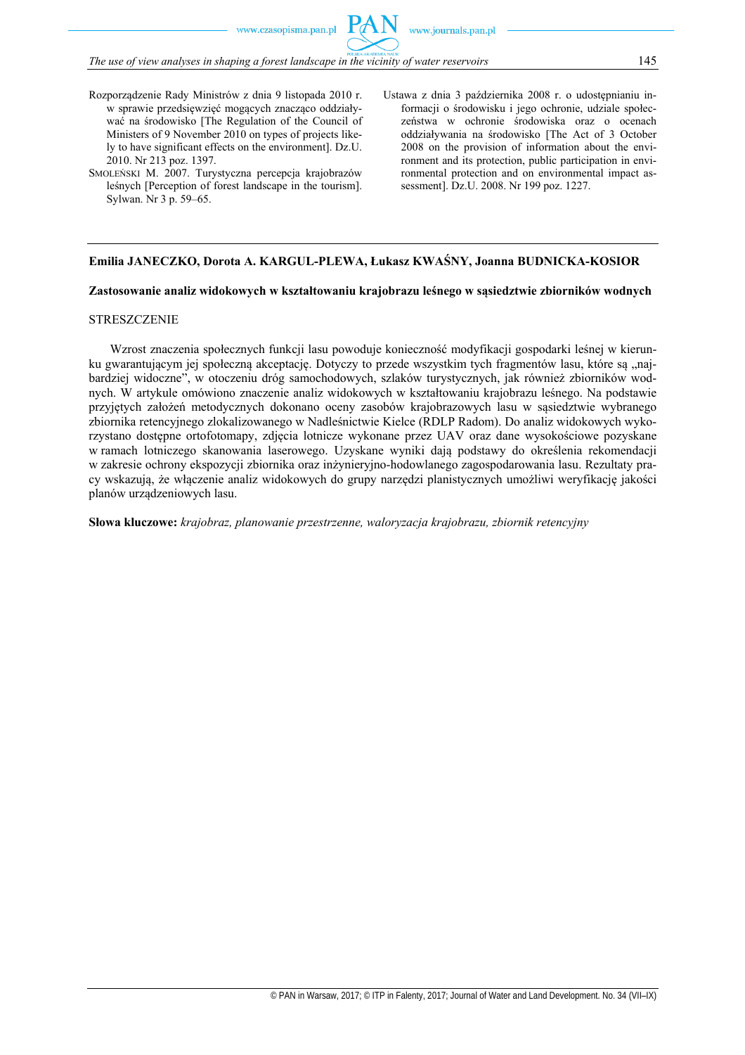Rozporządzenie Rady Ministrów z dnia 9 listopada 2010 r. w sprawie przedsięwzięć mogących znacząco oddziaływać na środowisko [The Regulation of the Council of Ministers of 9 November 2010 on types of projects likely to have significant effects on the environment]. Dz.U. 2010. Nr 213 poz. 1397.

SMOLEŃSKI M. 2007. Turystyczna percepcja krajobrazów leśnych [Perception of forest landscape in the tourism]. Sylwan. Nr 3 p. 59–65.

Ustawa z dnia 3 października 2008 r. o udostępnianiu informacji o środowisku i jego ochronie, udziale społeczeństwa w ochronie środowiska oraz o ocenach oddziaływania na środowisko [The Act of 3 October 2008 on the provision of information about the environment and its protection, public participation in environmental protection and on environmental impact assessment]. Dz.U. 2008. Nr 199 poz. 1227.

**Emilia JANECZKO, Dorota A. KARGUL-PLEWA, Łukasz KWAŚNY, Joanna BUDNICKA-KOSIOR**

**Zastosowanie analiz widokowych w kształtowaniu krajobrazu leśnego w sąsiedztwie zbiorników wodnych**

STRESZCZENIE

Wzrost znaczenia społecznych funkcji lasu powoduje konieczność modyfikacji gospodarki leśnej w kierunku gwarantującym jej społeczną akceptację. Dotyczy to przede wszystkim tych fragmentów lasu, które są „najbardziej widoczne", w otoczeniu dróg samochodowych, szlaków turystycznych, jak również zbiorników wodnych. W artykule omówiono znaczenie analiz widokowych w kształtowaniu krajobrazu leśnego. Na podstawie przyjętych założeń metodycznych dokonano oceny zasobów krajobrazowych lasu w sąsiedztwie wybranego zbiornika retencyjnego zlokalizowanego w Nadleśnictwie Kielce (RDLP Radom). Do analiz widokowych wykorzystano dostępne ortofotomapy, zdjęcia lotnicze wykonane przez UAV oraz dane wysokościowe pozyskane w ramach lotniczego skanowania laserowego. Uzyskane wyniki dają podstawy do określenia rekomendacji w zakresie ochrony ekspozycji zbiornika oraz inżynieryjno-hodowlanego zagospodarowania lasu. Rezultaty pracy wskazują, że włączenie analiz widokowych do grupy narzędzi planistycznych umożliwi weryfikację jakości planów urządzeniowych lasu.

**Słowa kluczowe:** *krajobraz, planowanie przestrzenne, waloryzacja krajobrazu, zbiornik retencyjny*